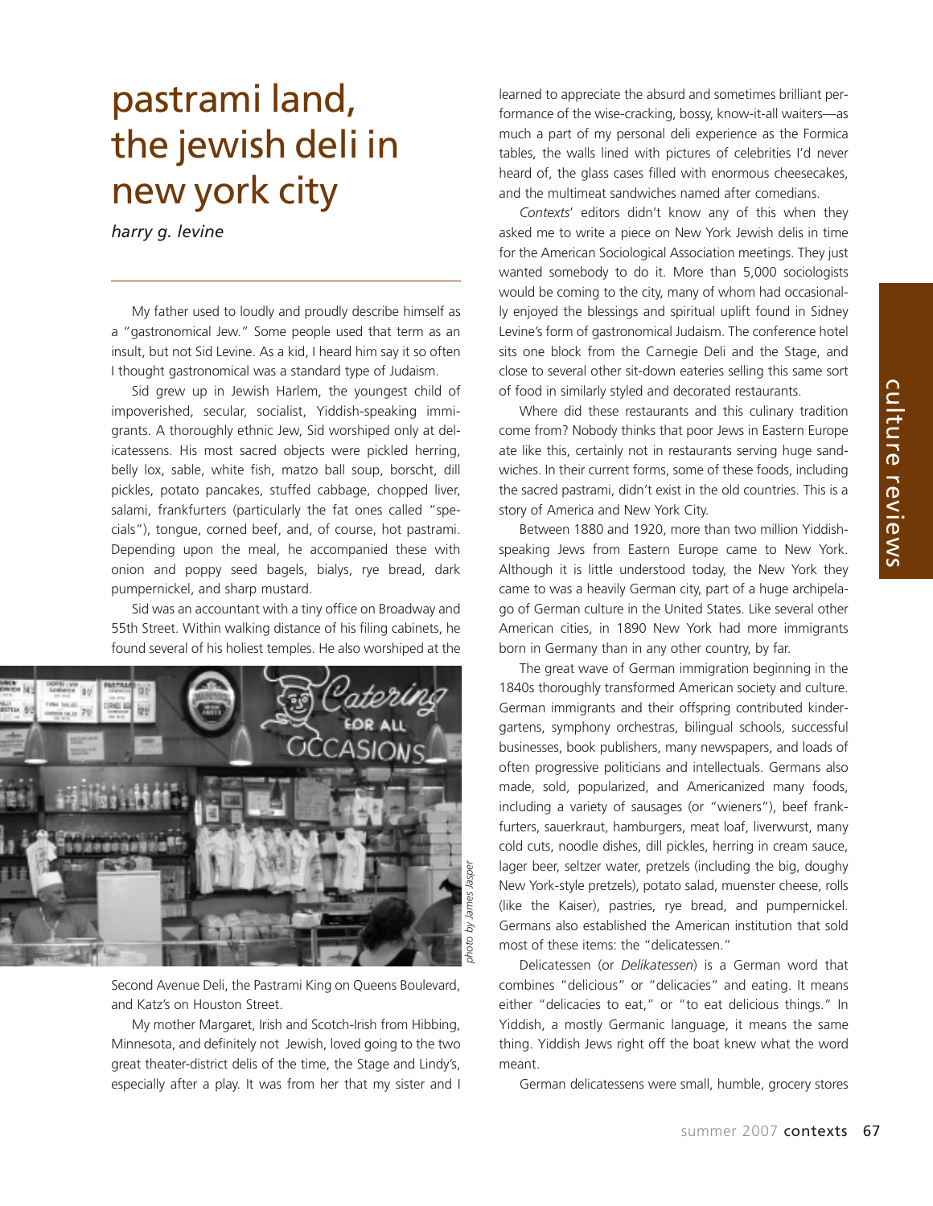# pastrami land, the jewish deli in new york city

*harry g. levine*

My father used to loudly and proudly describe himself as a "gastronomical Jew." Some people used that term as an insult, but not Sid Levine. As a kid, I heard him say it so often I thought gastronomical was a standard type of Judaism.

Sid grew up in Jewish Harlem, the youngest child of impoverished, secular, socialist, Yiddish-speaking immigrants. A thoroughly ethnic Jew, Sid worshiped only at delicatessens. His most sacred objects were pickled herring, belly lox, sable, white fish, matzo ball soup, borscht, dill pickles, potato pancakes, stuffed cabbage, chopped liver, salami, frankfurters (particularly the fat ones called "specials"), tongue, corned beef, and, of course, hot pastrami. Depending upon the meal, he accompanied these with onion and poppy seed bagels, bialys, rye bread, dark pumpernickel, and sharp mustard.

Sid was an accountant with a tiny office on Broadway and 55th Street. Within walking distance of his filing cabinets, he found several of his holiest temples. He also worshiped at the Second Avenue Deli, the Pastrami King on Queens Boulevard, and Katz's on Houston Street.

*photo by James Jasper*

My mother Margaret, Irish and Scotch-Irish from Hibbing, Minnesota, and definitely not Jewish, loved going to the two great theater-district delis of the time, the Stage and Lindy's, especially after a play. It was from her that my sister and I learned to appreciate the absurd and sometimes brilliant performance of the wise-cracking, bossy, know-it-all waiters—as much a part of my personal deli experience as the Formica tables, the walls lined with pictures of celebrities I'd never heard of, the glass cases filled with enormous cheesecakes, and the multimeat sandwiches named after comedians.

*Contexts*' editors didn't know any of this when they asked me to write a piece on New York Jewish delis in time for the American Sociological Association meetings. They just wanted somebody to do it. More than 5,000 sociologists would be coming to the city, many of whom had occasionally enjoyed the blessings and spiritual uplift found in Sidney Levine's form of gastronomical Judaism. The conference hotel sits one block from the Carnegie Deli and the Stage, and close to several other sit-down eateries selling this same sort of food in similarly styled and decorated restaurants.

Where did these restaurants and this culinary tradition come from? Nobody thinks that poor Jews in Eastern Europe ate like this, certainly not in restaurants serving huge sandwiches. In their current forms, some of these foods, including the sacred pastrami, didn't exist in the old countries. This is a story of America and New York City.

Between 1880 and 1920, more than two million Yiddish-speaking Jews from Eastern Europe came to New York. Although it is little understood today, the New York they came to was a heavily German city, part of a huge archipelago of German culture in the United States. Like several other American cities, in 1890 New York had more immigrants born in Germany than in any other country, by far.

The great wave of German immigration beginning in the 1840s thoroughly transformed American society and culture. German immigrants and their offspring contributed kindergartens, symphony orchestras, bilingual schools, successful businesses, book publishers, many newspapers, and loads of often progressive politicians and intellectuals. Germans also made, sold, popularized, and Americanized many foods, including a variety of sausages (or "wieners"), beef frankfurters, sauerkraut, hamburgers, meat loaf, liverwurst, many cold cuts, noodle dishes, dill pickles, herring in cream sauce, lager beer, seltzer water, pretzels (including the big, doughy New York-style pretzels), potato salad, muenster cheese, rolls (like the Kaiser), pastries, rye bread, and pumpernickel. Germans also established the American institution that sold most of these items: the "delicatessen."

Delicatessen (or *Delikatessen*) is a German word that combines "delicious" or "delicacies" and eating. It means either "delicacies to eat," or "to eat delicious things." In Yiddish, a mostly Germanic language, it means the same thing. Yiddish Jews right off the boat knew what the word meant.

German delicatessens were small, humble, grocery stores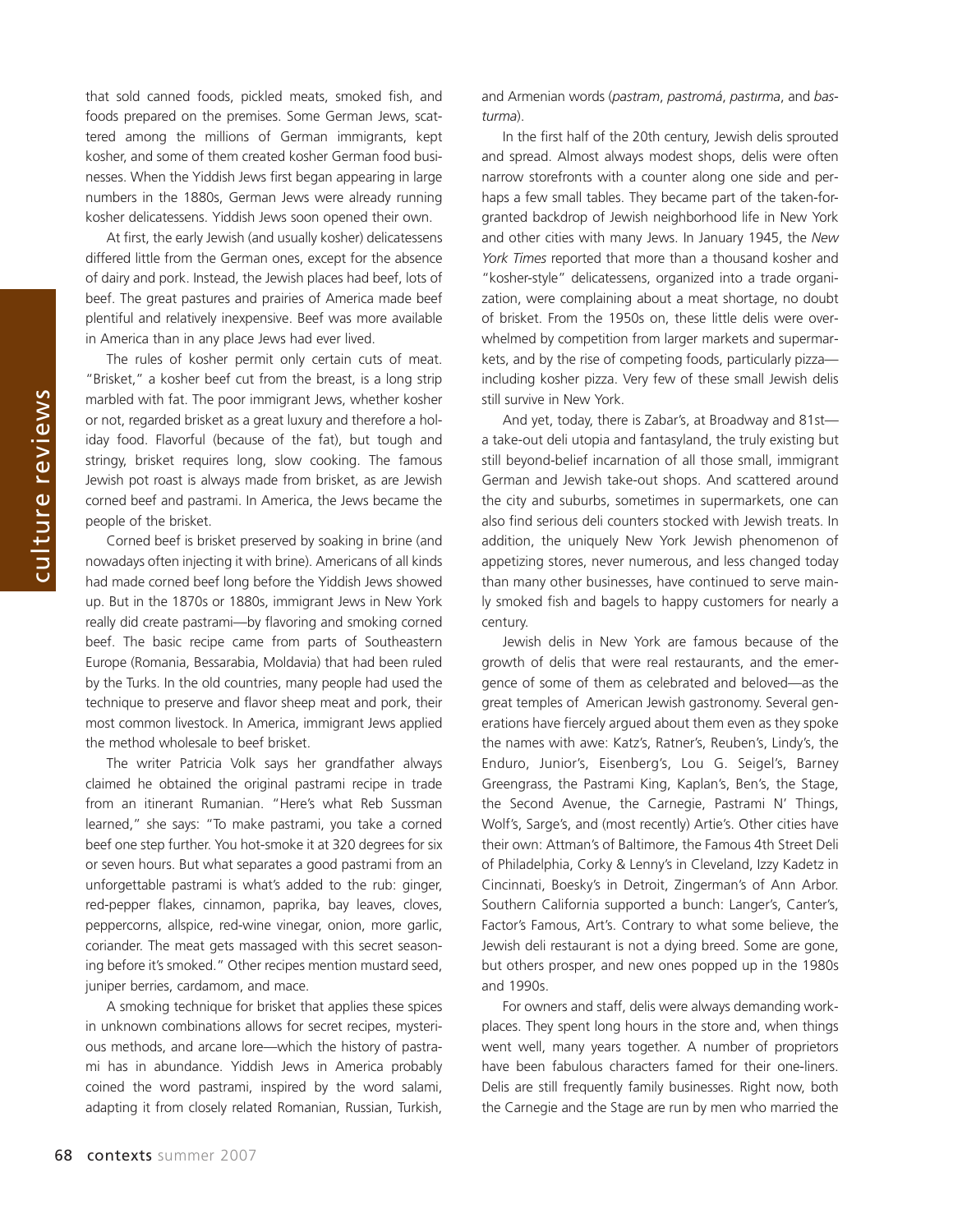that sold canned foods, pickled meats, smoked fish, and foods prepared on the premises. Some German Jews, scattered among the millions of German immigrants, kept kosher, and some of them created kosher German food businesses. When the Yiddish Jews first began appearing in large numbers in the 1880s, German Jews were already running kosher delicatessens. Yiddish Jews soon opened their own.

At first, the early Jewish (and usually kosher) delicatessens differed little from the German ones, except for the absence of dairy and pork. Instead, the Jewish places had beef, lots of beef. The great pastures and prairies of America made beef plentiful and relatively inexpensive. Beef was more available in America than in any place Jews had ever lived.

The rules of kosher permit only certain cuts of meat. "Brisket," a kosher beef cut from the breast, is a long strip marbled with fat. The poor immigrant Jews, whether kosher or not, regarded brisket as a great luxury and therefore a holiday food. Flavorful (because of the fat), but tough and stringy, brisket requires long, slow cooking. The famous Jewish pot roast is always made from brisket, as are Jewish corned beef and pastrami. In America, the Jews became the people of the brisket.

Corned beef is brisket preserved by soaking in brine (and nowadays often injecting it with brine). Americans of all kinds had made corned beef long before the Yiddish Jews showed up. But in the 1870s or 1880s, immigrant Jews in New York really did create pastrami—by flavoring and smoking corned beef. The basic recipe came from parts of Southeastern Europe (Romania, Bessarabia, Moldavia) that had been ruled by the Turks. In the old countries, many people had used the technique to preserve and flavor sheep meat and pork, their most common livestock. In America, immigrant Jews applied the method wholesale to beef brisket.

The writer Patricia Volk says her grandfather always claimed he obtained the original pastrami recipe in trade from an itinerant Rumanian. "Here's what Reb Sussman learned," she says: "To make pastrami, you take a corned beef one step further. You hot-smoke it at 320 degrees for six or seven hours. But what separates a good pastrami from an unforgettable pastrami is what's added to the rub: ginger, red-pepper flakes, cinnamon, paprika, bay leaves, cloves, peppercorns, allspice, red-wine vinegar, onion, more garlic, coriander. The meat gets massaged with this secret seasoning before it's smoked." Other recipes mention mustard seed, juniper berries, cardamom, and mace.

A smoking technique for brisket that applies these spices in unknown combinations allows for secret recipes, mysterious methods, and arcane lore—which the history of pastrami has in abundance. Yiddish Jews in America probably coined the word pastrami, inspired by the word salami, adapting it from closely related Romanian, Russian, Turkish, and Armenian words (*pastram*, *pastromá*, *pastırma*, and *basturma*).

In the first half of the 20th century, Jewish delis sprouted and spread. Almost always modest shops, delis were often narrow storefronts with a counter along one side and perhaps a few small tables. They became part of the taken-for-granted backdrop of Jewish neighborhood life in New York and other cities with many Jews. In January 1945, the *New York Times* reported that more than a thousand kosher and "kosher-style" delicatessens, organized into a trade organization, were complaining about a meat shortage, no doubt of brisket. From the 1950s on, these little delis were overwhelmed by competition from larger markets and supermarkets, and by the rise of competing foods, particularly pizza—including kosher pizza. Very few of these small Jewish delis still survive in New York.

And yet, today, there is Zabar's, at Broadway and 81st—a take-out deli utopia and fantasyland, the truly existing but still beyond-belief incarnation of all those small, immigrant German and Jewish take-out shops. And scattered around the city and suburbs, sometimes in supermarkets, one can also find serious deli counters stocked with Jewish treats. In addition, the uniquely New York Jewish phenomenon of appetizing stores, never numerous, and less changed today than many other businesses, have continued to serve mainly smoked fish and bagels to happy customers for nearly a century.

Jewish delis in New York are famous because of the growth of delis that were real restaurants, and the emergence of some of them as celebrated and beloved—as the great temples of American Jewish gastronomy. Several generations have fiercely argued about them even as they spoke the names with awe: Katz's, Ratner's, Reuben's, Lindy's, the Enduro, Junior's, Eisenberg's, Lou G. Seigel's, Barney Greengrass, the Pastrami King, Kaplan's, Ben's, the Stage, the Second Avenue, the Carnegie, Pastrami N' Things, Wolf's, Sarge's, and (most recently) Artie's. Other cities have their own: Attman's of Baltimore, the Famous 4th Street Deli of Philadelphia, Corky & Lenny's in Cleveland, Izzy Kadetz in Cincinnati, Boesky's in Detroit, Zingerman's of Ann Arbor. Southern California supported a bunch: Langer's, Canter's, Factor's Famous, Art's. Contrary to what some believe, the Jewish deli restaurant is not a dying breed. Some are gone, but others prosper, and new ones popped up in the 1980s and 1990s.

For owners and staff, delis were always demanding workplaces. They spent long hours in the store and, when things went well, many years together. A number of proprietors have been fabulous characters famed for their one-liners. Delis are still frequently family businesses. Right now, both the Carnegie and the Stage are run by men who married the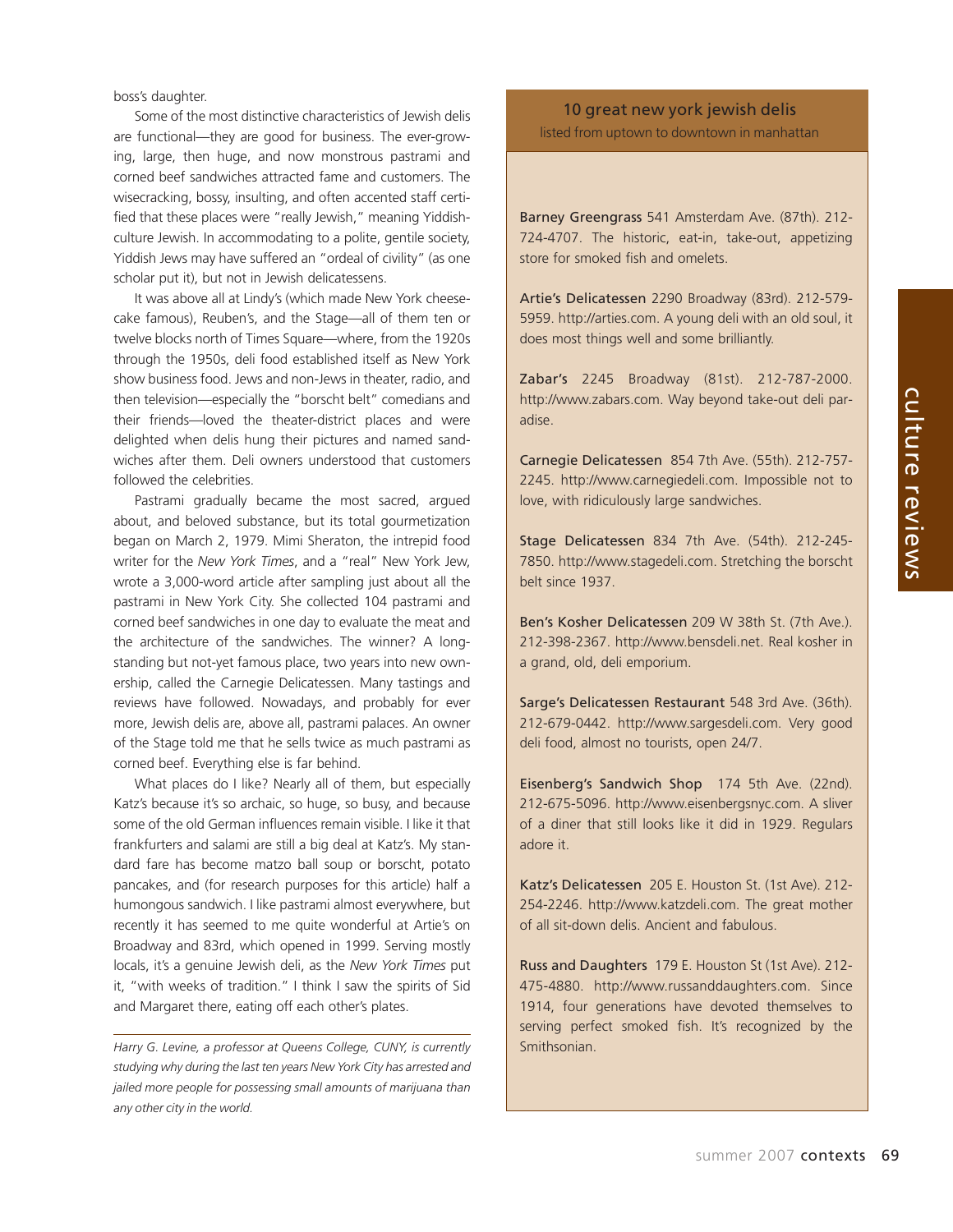boss's daughter.

Some of the most distinctive characteristics of Jewish delis are functional—they are good for business. The ever-growing, large, then huge, and now monstrous pastrami and corned beef sandwiches attracted fame and customers. The wisecracking, bossy, insulting, and often accented staff certified that these places were "really Jewish," meaning Yiddish-culture Jewish. In accommodating to a polite, gentile society, Yiddish Jews may have suffered an "ordeal of civility" (as one scholar put it), but not in Jewish delicatessens.

It was above all at Lindy's (which made New York cheesecake famous), Reuben's, and the Stage—all of them ten or twelve blocks north of Times Square—where, from the 1920s through the 1950s, deli food established itself as New York show business food. Jews and non-Jews in theater, radio, and then television—especially the "borscht belt" comedians and their friends—loved the theater-district places and were delighted when delis hung their pictures and named sandwiches after them. Deli owners understood that customers followed the celebrities.

Pastrami gradually became the most sacred, argued about, and beloved substance, but its total gourmetization began on March 2, 1979. Mimi Sheraton, the intrepid food writer for the *New York Times*, and a "real" New York Jew, wrote a 3,000-word article after sampling just about all the pastrami in New York City. She collected 104 pastrami and corned beef sandwiches in one day to evaluate the meat and the architecture of the sandwiches. The winner? A longstanding but not-yet famous place, two years into new ownership, called the Carnegie Delicatessen. Many tastings and reviews have followed. Nowadays, and probably for ever more, Jewish delis are, above all, pastrami palaces. An owner of the Stage told me that he sells twice as much pastrami as corned beef. Everything else is far behind.

What places do I like? Nearly all of them, but especially Katz's because it's so archaic, so huge, so busy, and because some of the old German influences remain visible. I like it that frankfurters and salami are still a big deal at Katz's. My standard fare has become matzo ball soup or borscht, potato pancakes, and (for research purposes for this article) half a humongous sandwich. I like pastrami almost everywhere, but recently it has seemed to me quite wonderful at Artie's on Broadway and 83rd, which opened in 1999. Serving mostly locals, it's a genuine Jewish deli, as the *New York Times* put it, "with weeks of tradition." I think I saw the spirits of Sid and Margaret there, eating off each other's plates.

---

*Harry G. Levine, a professor at Queens College, CUNY, is currently studying why during the last ten years New York City has arrested and jailed more people for possessing small amounts of marijuana than any other city in the world.*

## 10 great new york jewish delis

listed from uptown to downtown in manhattan

**Barney Greengrass** 541 Amsterdam Ave. (87th). 212-724-4707. The historic, eat-in, take-out, appetizing store for smoked fish and omelets.

**Artie's Delicatessen** 2290 Broadway (83rd). 212-579-5959. http://arties.com. A young deli with an old soul, it does most things well and some brilliantly.

**Zabar's** 2245 Broadway (81st). 212-787-2000. http://www.zabars.com. Way beyond take-out deli paradise.

**Carnegie Delicatessen** 854 7th Ave. (55th). 212-757-2245. http://www.carnegiedeli.com. Impossible not to love, with ridiculously large sandwiches.

**Stage Delicatessen** 834 7th Ave. (54th). 212-245-7850. http://www.stagedeli.com. Stretching the borscht belt since 1937.

**Ben's Kosher Delicatessen** 209 W 38th St. (7th Ave.). 212-398-2367. http://www.bensdeli.net. Real kosher in a grand, old, deli emporium.

**Sarge's Delicatessen Restaurant** 548 3rd Ave. (36th). 212-679-0442. http://www.sargesdeli.com. Very good deli food, almost no tourists, open 24/7.

**Eisenberg's Sandwich Shop** 174 5th Ave. (22nd). 212-675-5096. http://www.eisenbergsnyc.com. A sliver of a diner that still looks like it did in 1929. Regulars adore it.

**Katz's Delicatessen** 205 E. Houston St. (1st Ave). 212-254-2246. http://www.katzdeli.com. The great mother of all sit-down delis. Ancient and fabulous.

**Russ and Daughters** 179 E. Houston St (1st Ave). 212-475-4880. http://www.russanddaughters.com. Since 1914, four generations have devoted themselves to serving perfect smoked fish. It's recognized by the Smithsonian.